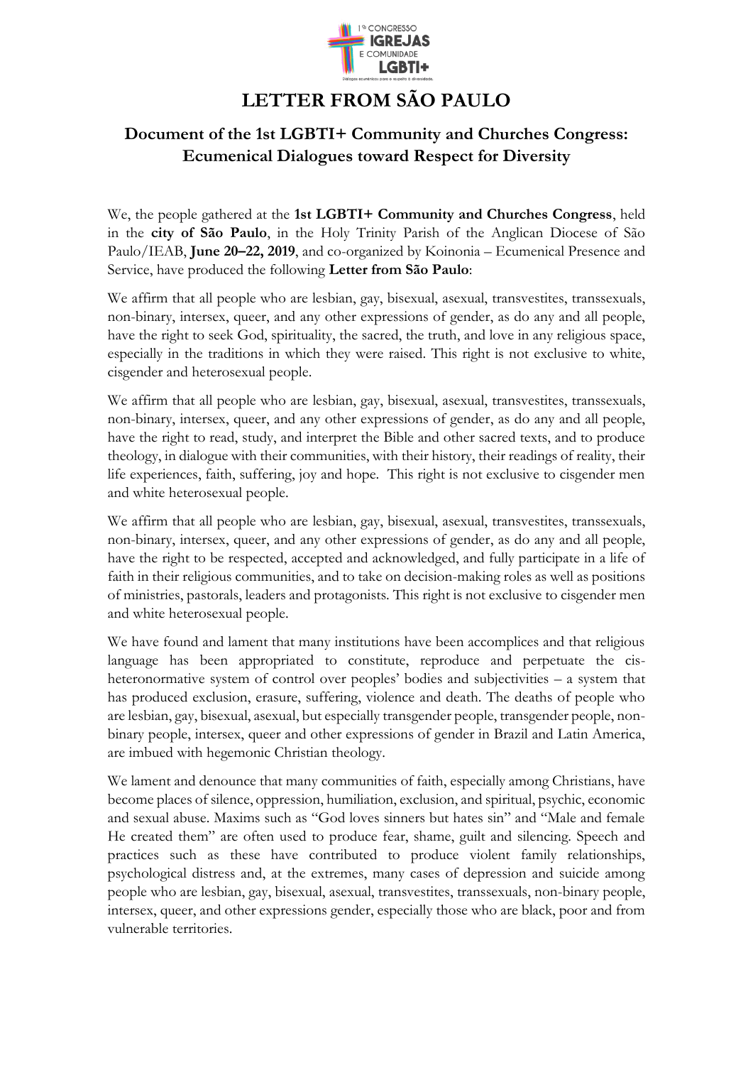# LETTER FROM SÃO PAULO

## Document of the 1st LGBTI+ Community and Churches Congress: Ecumenical Dialogues toward Respect for Diversity

We, the people gathered at the **1st LGBTI+ Community and Churches Congress**, held in the **city of São Paulo**, in the Holy Trinity Parish of the Anglican Diocese of São Paulo/IEAB, **June 20–22, 2019**, and co-organized by Koinonia – Ecumenical Presence and Service, have produced the following **Letter from São Paulo**:

We affirm that all people who are lesbian, gay, bisexual, asexual, transvestites, transsexuals, non-binary, intersex, queer, and any other expressions of gender, as do any and all people, have the right to seek God, spirituality, the sacred, the truth, and love in any religious space, especially in the traditions in which they were raised. This right is not exclusive to white, cisgender and heterosexual people.

We affirm that all people who are lesbian, gay, bisexual, asexual, transvestites, transsexuals, non-binary, intersex, queer, and any other expressions of gender, as do any and all people, have the right to read, study, and interpret the Bible and other sacred texts, and to produce theology, in dialogue with their communities, with their history, their readings of reality, their life experiences, faith, suffering, joy and hope. This right is not exclusive to cisgender men and white heterosexual people.

We affirm that all people who are lesbian, gay, bisexual, asexual, transvestites, transsexuals, non-binary, intersex, queer, and any other expressions of gender, as do any and all people, have the right to be respected, accepted and acknowledged, and fully participate in a life of faith in their religious communities, and to take on decision-making roles as well as positions of ministries, pastorals, leaders and protagonists. This right is not exclusive to cisgender men and white heterosexual people.

We have found and lament that many institutions have been accomplices and that religious language has been appropriated to constitute, reproduce and perpetuate the cis-heteronormative system of control over peoples' bodies and subjectivities – a system that has produced exclusion, erasure, suffering, violence and death. The deaths of people who are lesbian, gay, bisexual, asexual, but especially transgender people, transgender people, non-binary people, intersex, queer and other expressions of gender in Brazil and Latin America, are imbued with hegemonic Christian theology.

We lament and denounce that many communities of faith, especially among Christians, have become places of silence, oppression, humiliation, exclusion, and spiritual, psychic, economic and sexual abuse. Maxims such as "God loves sinners but hates sin" and "Male and female He created them" are often used to produce fear, shame, guilt and silencing. Speech and practices such as these have contributed to produce violent family relationships, psychological distress and, at the extremes, many cases of depression and suicide among people who are lesbian, gay, bisexual, asexual, transvestites, transsexuals, non-binary people, intersex, queer, and other expressions gender, especially those who are black, poor and from vulnerable territories.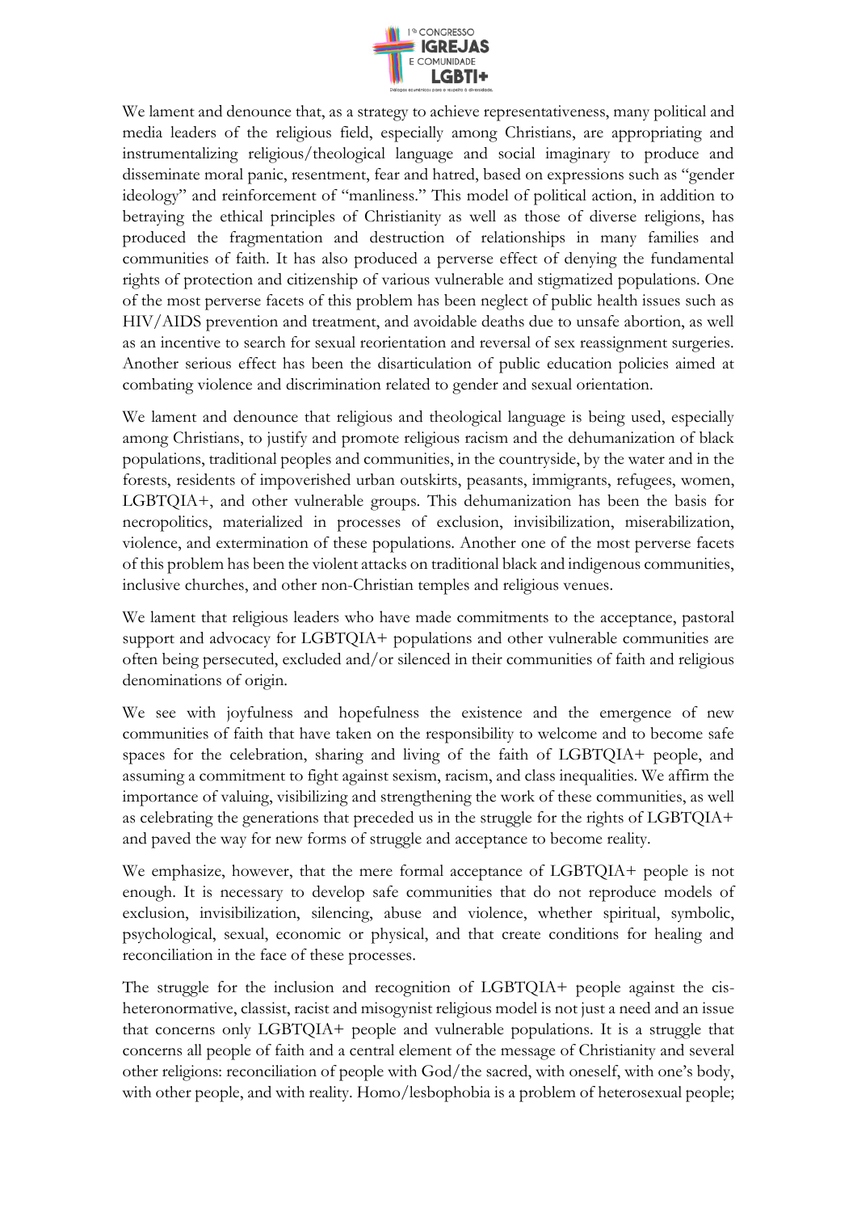We lament and denounce that, as a strategy to achieve representativeness, many political and media leaders of the religious field, especially among Christians, are appropriating and instrumentalizing religious/theological language and social imaginary to produce and disseminate moral panic, resentment, fear and hatred, based on expressions such as "gender ideology" and reinforcement of "manliness." This model of political action, in addition to betraying the ethical principles of Christianity as well as those of diverse religions, has produced the fragmentation and destruction of relationships in many families and communities of faith. It has also produced a perverse effect of denying the fundamental rights of protection and citizenship of various vulnerable and stigmatized populations. One of the most perverse facets of this problem has been neglect of public health issues such as HIV/AIDS prevention and treatment, and avoidable deaths due to unsafe abortion, as well as an incentive to search for sexual reorientation and reversal of sex reassignment surgeries. Another serious effect has been the disarticulation of public education policies aimed at combating violence and discrimination related to gender and sexual orientation.

We lament and denounce that religious and theological language is being used, especially among Christians, to justify and promote religious racism and the dehumanization of black populations, traditional peoples and communities, in the countryside, by the water and in the forests, residents of impoverished urban outskirts, peasants, immigrants, refugees, women, LGBTQIA+, and other vulnerable groups. This dehumanization has been the basis for necropolitics, materialized in processes of exclusion, invisibilization, miserabilization, violence, and extermination of these populations. Another one of the most perverse facets of this problem has been the violent attacks on traditional black and indigenous communities, inclusive churches, and other non-Christian temples and religious venues.

We lament that religious leaders who have made commitments to the acceptance, pastoral support and advocacy for LGBTQIA+ populations and other vulnerable communities are often being persecuted, excluded and/or silenced in their communities of faith and religious denominations of origin.

We see with joyfulness and hopefulness the existence and the emergence of new communities of faith that have taken on the responsibility to welcome and to become safe spaces for the celebration, sharing and living of the faith of LGBTQIA+ people, and assuming a commitment to fight against sexism, racism, and class inequalities. We affirm the importance of valuing, visibilizing and strengthening the work of these communities, as well as celebrating the generations that preceded us in the struggle for the rights of LGBTQIA+ and paved the way for new forms of struggle and acceptance to become reality.

We emphasize, however, that the mere formal acceptance of LGBTQIA+ people is not enough. It is necessary to develop safe communities that do not reproduce models of exclusion, invisibilization, silencing, abuse and violence, whether spiritual, symbolic, psychological, sexual, economic or physical, and that create conditions for healing and reconciliation in the face of these processes.

The struggle for the inclusion and recognition of LGBTQIA+ people against the cis-heteronormative, classist, racist and misogynist religious model is not just a need and an issue that concerns only LGBTQIA+ people and vulnerable populations. It is a struggle that concerns all people of faith and a central element of the message of Christianity and several other religions: reconciliation of people with God/the sacred, with oneself, with one's body, with other people, and with reality. Homo/lesbophobia is a problem of heterosexual people;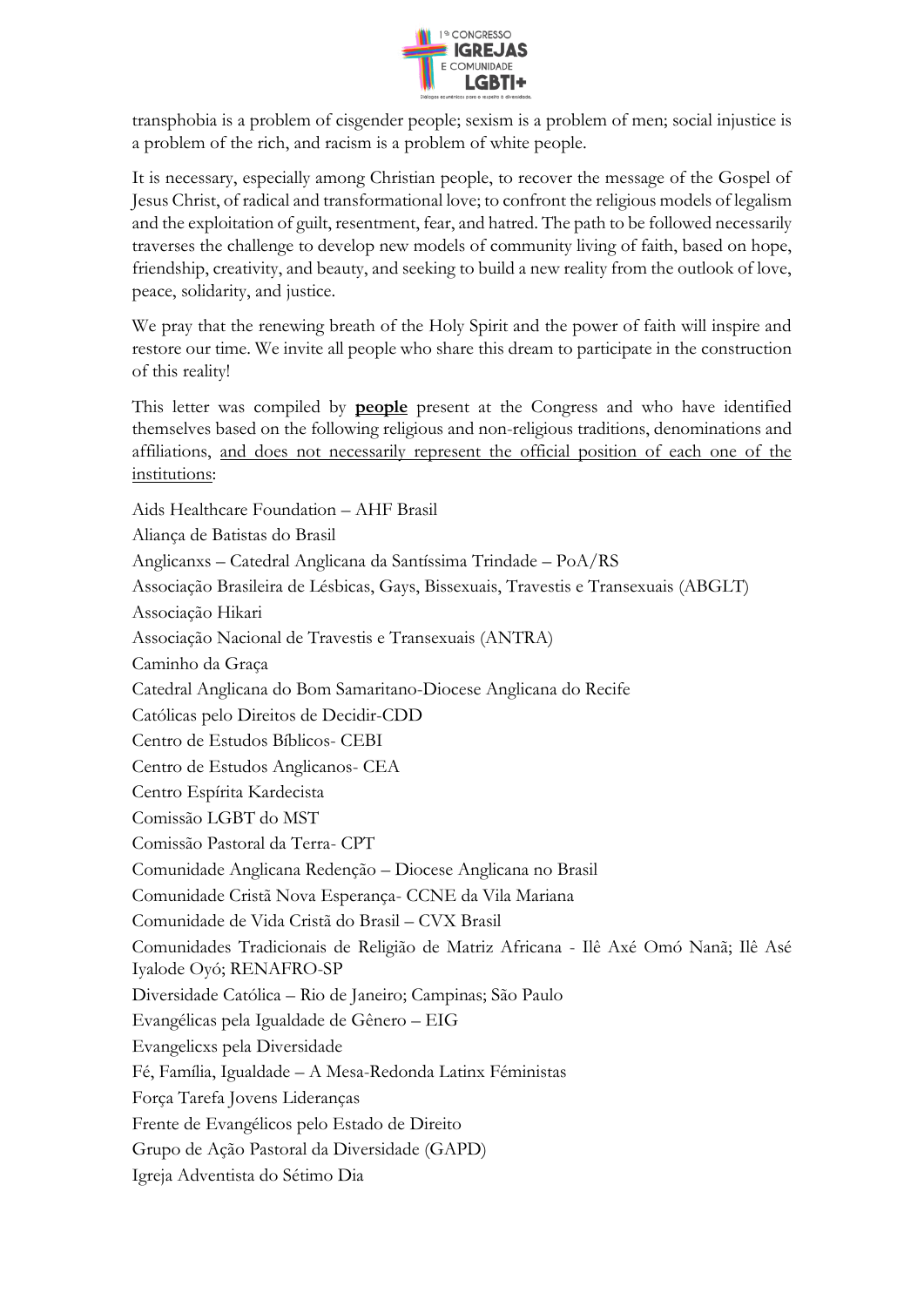transphobia is a problem of cisgender people; sexism is a problem of men; social injustice is a problem of the rich, and racism is a problem of white people.

It is necessary, especially among Christian people, to recover the message of the Gospel of Jesus Christ, of radical and transformational love; to confront the religious models of legalism and the exploitation of guilt, resentment, fear, and hatred. The path to be followed necessarily traverses the challenge to develop new models of community living of faith, based on hope, friendship, creativity, and beauty, and seeking to build a new reality from the outlook of love, peace, solidarity, and justice.

We pray that the renewing breath of the Holy Spirit and the power of faith will inspire and restore our time. We invite all people who share this dream to participate in the construction of this reality!

This letter was compiled by **people** present at the Congress and who have identified themselves based on the following religious and non-religious traditions, denominations and affiliations, <u>and does not necessarily represent the official position of each one of the institutions</u>:

Aids Healthcare Foundation – AHF Brasil

Aliança de Batistas do Brasil

Anglicanxs – Catedral Anglicana da Santíssima Trindade – PoA/RS

Associação Brasileira de Lésbicas, Gays, Bissexuais, Travestis e Transexuais (ABGLT)

Associação Hikari

Associação Nacional de Travestis e Transexuais (ANTRA)

Caminho da Graça

Catedral Anglicana do Bom Samaritano-Diocese Anglicana do Recife

Católicas pelo Direitos de Decidir-CDD

Centro de Estudos Bíblicos- CEBI

Centro de Estudos Anglicanos- CEA

Centro Espírita Kardecista

Comissão LGBT do MST

Comissão Pastoral da Terra- CPT

Comunidade Anglicana Redenção – Diocese Anglicana no Brasil

Comunidade Cristã Nova Esperança- CCNE da Vila Mariana

Comunidade de Vida Cristã do Brasil – CVX Brasil

Comunidades Tradicionais de Religião de Matriz Africana - Ilê Axé Omó Nanã; Ilê Asé Iyalode Oyó; RENAFRO-SP

Diversidade Católica – Rio de Janeiro; Campinas; São Paulo

Evangélicas pela Igualdade de Gênero – EIG

Evangelicxs pela Diversidade

Fé, Família, Igualdade – A Mesa-Redonda Latinx Féministas

Força Tarefa Jovens Lideranças

Frente de Evangélicos pelo Estado de Direito

Grupo de Ação Pastoral da Diversidade (GAPD)

Igreja Adventista do Sétimo Dia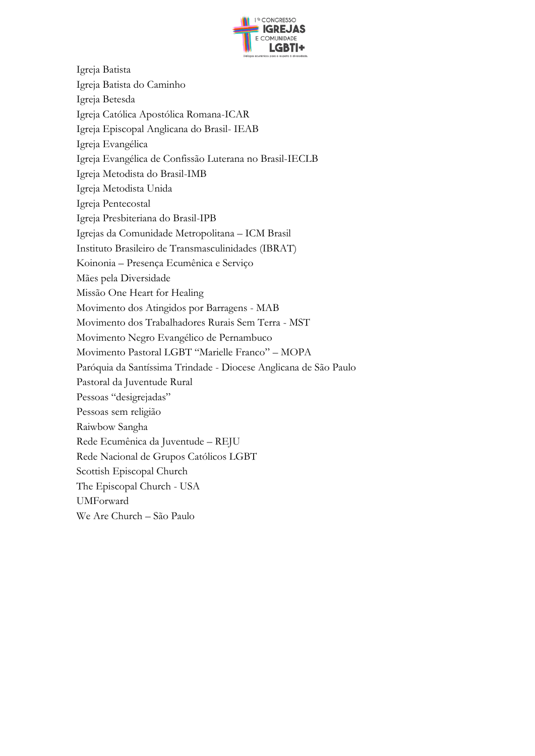Igreja Batista

Igreja Batista do Caminho

Igreja Betesda

Igreja Católica Apostólica Romana-ICAR

Igreja Episcopal Anglicana do Brasil- IEAB

Igreja Evangélica

Igreja Evangélica de Confissão Luterana no Brasil-IECLB

Igreja Metodista do Brasil-IMB

Igreja Metodista Unida

Igreja Pentecostal

Igreja Presbiteriana do Brasil-IPB

Igrejas da Comunidade Metropolitana – ICM Brasil

Instituto Brasileiro de Transmasculinidades (IBRAT)

Koinonia – Presença Ecumênica e Serviço

Mães pela Diversidade

Missão One Heart for Healing

Movimento dos Atingidos por Barragens - MAB

Movimento dos Trabalhadores Rurais Sem Terra - MST

Movimento Negro Evangélico de Pernambuco

Movimento Pastoral LGBT "Marielle Franco" – MOPA

Paróquia da Santíssima Trindade - Diocese Anglicana de São Paulo

Pastoral da Juventude Rural

Pessoas "desigrejadas"

Pessoas sem religião

Raiwbow Sangha

Rede Ecumênica da Juventude – REJU

Rede Nacional de Grupos Católicos LGBT

Scottish Episcopal Church

The Episcopal Church - USA

UMForward

We Are Church – São Paulo